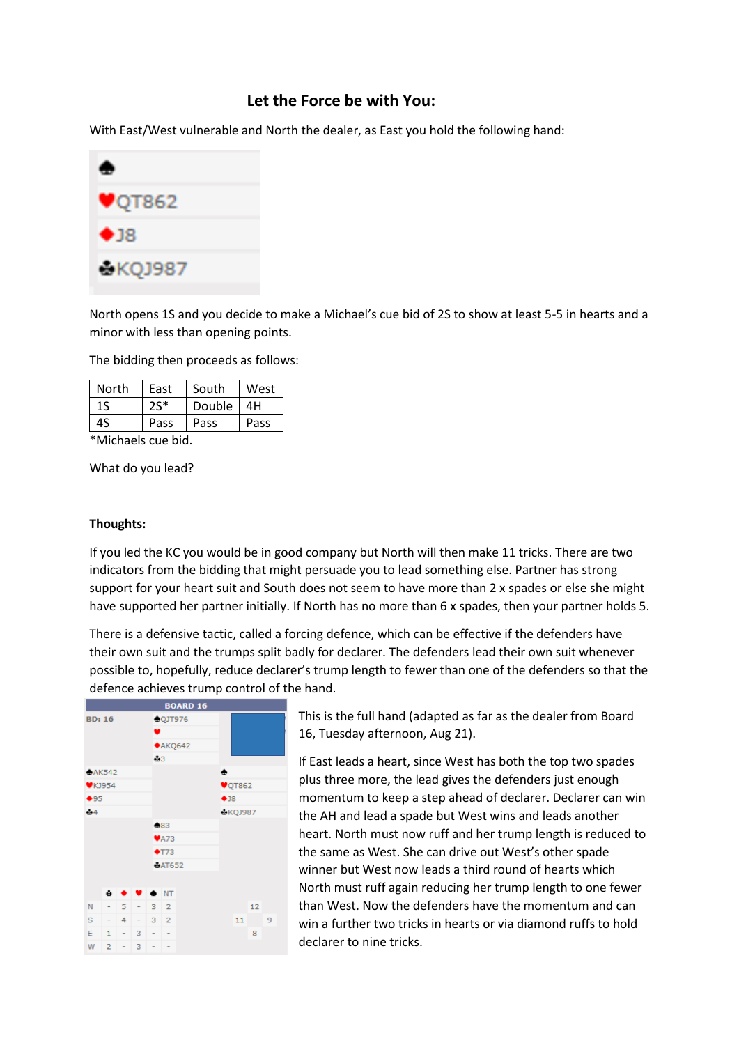## Let the Force be with You:

With East/West vulnerable and North the dealer, as East you hold the following hand:

♠
♥QT862
♦J8
♣KQJ987

North opens 1S and you decide to make a Michael's cue bid of 2S to show at least 5-5 in hearts and a minor with less than opening points.

The bidding then proceeds as follows:

| North | East | South | West |
|---|---|---|---|
| 1S | 2S* | Double | 4H |
| 4S | Pass | Pass | Pass |

*Michaels cue bid.

What do you lead?

**Thoughts:**

If you led the KC you would be in good company but North will then make 11 tricks. There are two indicators from the bidding that might persuade you to lead something else. Partner has strong support for your heart suit and South does not seem to have more than 2 x spades or else she might have supported her partner initially. If North has no more than 6 x spades, then your partner holds 5.

There is a defensive tactic, called a forcing defence, which can be effective if the defenders have their own suit and the trumps split badly for declarer. The defenders lead their own suit whenever possible to, hopefully, reduce declarer's trump length to fewer than one of the defenders so that the defence achieves trump control of the hand.

BOARD 16

BD: 16

North: ♠QJT976 ♥ ♦AKQ642 ♣3

West: ♠AK542 ♥KJ954 ♦95 ♣4

East: ♠ ♥QT862 ♦J8 ♣KQJ987

South: ♠83 ♥A73 ♦T73 ♣AT652

| | ♣ | ♦ | ♥ | ♠ | NT |
|---|---|---|---|---|---|
| N | - | 5 | - | 3 | 2 |
| S | - | 4 | - | 3 | 2 |
| E | 1 | - | 3 | - | - |
| W | 2 | - | 3 | - | - |

12 / 11 / 9 / 8

This is the full hand (adapted as far as the dealer from Board 16, Tuesday afternoon, Aug 21).

If East leads a heart, since West has both the top two spades plus three more, the lead gives the defenders just enough momentum to keep a step ahead of declarer. Declarer can win the AH and lead a spade but West wins and leads another heart. North must now ruff and her trump length is reduced to the same as West. She can drive out West's other spade winner but West now leads a third round of hearts which North must ruff again reducing her trump length to one fewer than West. Now the defenders have the momentum and can win a further two tricks in hearts or via diamond ruffs to hold declarer to nine tricks.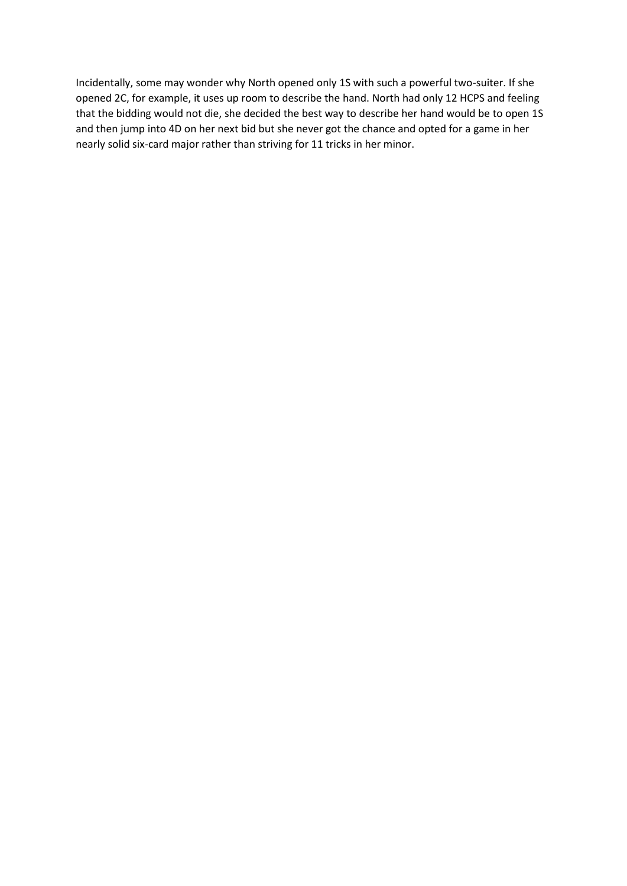Incidentally, some may wonder why North opened only 1S with such a powerful two-suiter. If she opened 2C, for example, it uses up room to describe the hand. North had only 12 HCPS and feeling that the bidding would not die, she decided the best way to describe her hand would be to open 1S and then jump into 4D on her next bid but she never got the chance and opted for a game in her nearly solid six-card major rather than striving for 11 tricks in her minor.